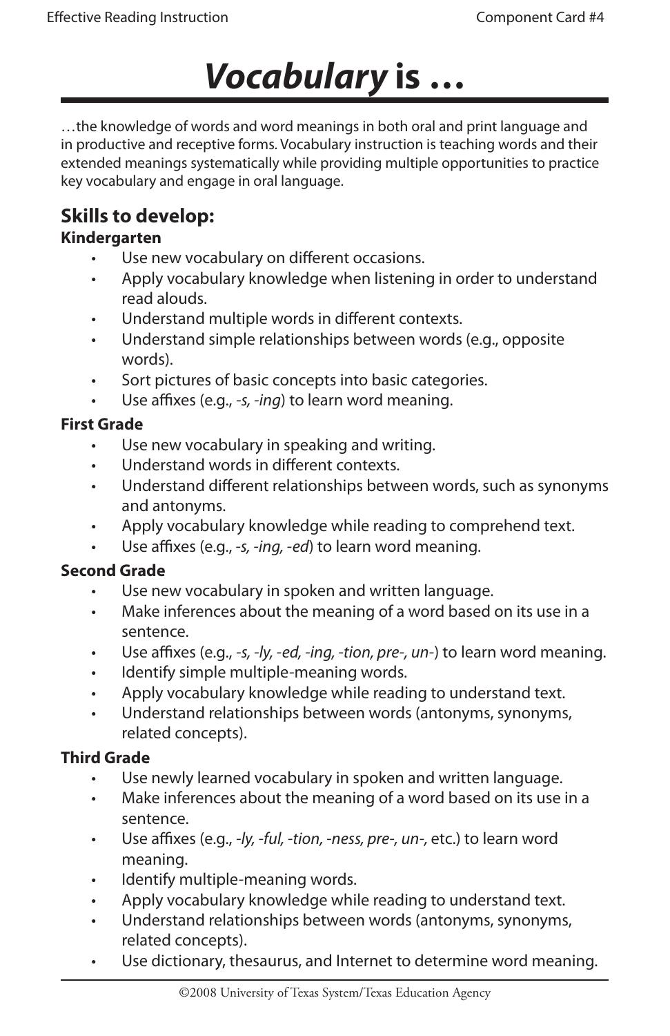# *Vocabulary* is …

…the knowledge of words and word meanings in both oral and print language and in productive and receptive forms. Vocabulary instruction is teaching words and their extended meanings systematically while providing multiple opportunities to practice key vocabulary and engage in oral language.

## Skills to develop:

### Kindergarten

- Use new vocabulary on different occasions.
- Apply vocabulary knowledge when listening in order to understand read alouds.
- Understand multiple words in different contexts.
- Understand simple relationships between words (e.g., opposite words).
- Sort pictures of basic concepts into basic categories.
- Use affixes (e.g., *-s, -ing*) to learn word meaning.

### First Grade

- Use new vocabulary in speaking and writing.
- Understand words in different contexts.
- Understand different relationships between words, such as synonyms and antonyms.
- Apply vocabulary knowledge while reading to comprehend text.
- Use affixes (e.g., *-s, -ing, -ed*) to learn word meaning.

### Second Grade

- Use new vocabulary in spoken and written language.
- Make inferences about the meaning of a word based on its use in a sentence.
- Use affixes (e.g., *-s, -ly, -ed, -ing, -tion, pre-, un-*) to learn word meaning.
- Identify simple multiple-meaning words.
- Apply vocabulary knowledge while reading to understand text.
- Understand relationships between words (antonyms, synonyms, related concepts).

### Third Grade

- Use newly learned vocabulary in spoken and written language.
- Make inferences about the meaning of a word based on its use in a sentence.
- Use affixes (e.g., *-ly, -ful, -tion, -ness, pre-, un-,* etc.) to learn word meaning.
- Identify multiple-meaning words.
- Apply vocabulary knowledge while reading to understand text.
- Understand relationships between words (antonyms, synonyms, related concepts).
- Use dictionary, thesaurus, and Internet to determine word meaning.

©2008 University of Texas System/Texas Education Agency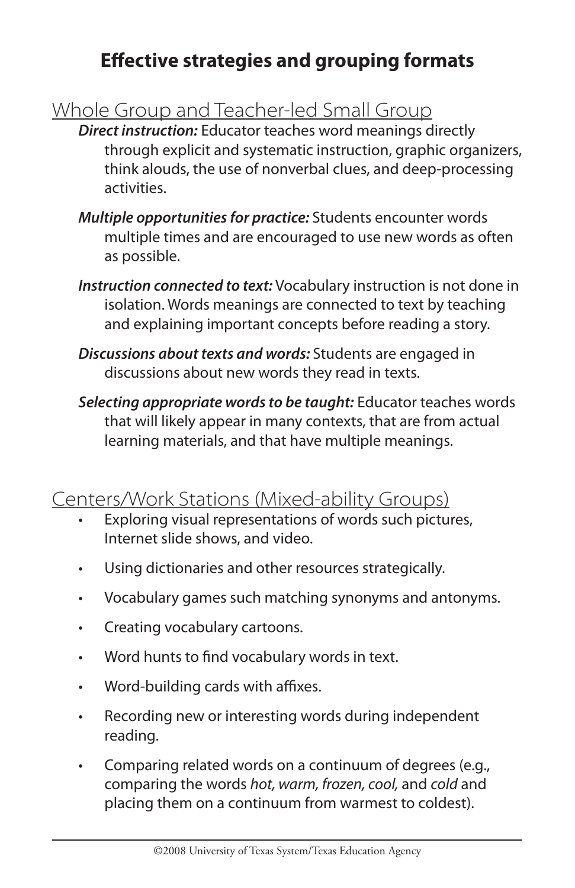# Effective strategies and grouping formats

## Whole Group and Teacher-led Small Group

***Direct instruction:*** Educator teaches word meanings directly through explicit and systematic instruction, graphic organizers, think alouds, the use of nonverbal clues, and deep-processing activities.

***Multiple opportunities for practice:*** Students encounter words multiple times and are encouraged to use new words as often as possible.

***Instruction connected to text:*** Vocabulary instruction is not done in isolation. Words meanings are connected to text by teaching and explaining important concepts before reading a story.

***Discussions about texts and words:*** Students are engaged in discussions about new words they read in texts.

***Selecting appropriate words to be taught:*** Educator teaches words that will likely appear in many contexts, that are from actual learning materials, and that have multiple meanings.

## Centers/Work Stations (Mixed-ability Groups)

- Exploring visual representations of words such pictures, Internet slide shows, and video.
- Using dictionaries and other resources strategically.
- Vocabulary games such matching synonyms and antonyms.
- Creating vocabulary cartoons.
- Word hunts to find vocabulary words in text.
- Word-building cards with affixes.
- Recording new or interesting words during independent reading.
- Comparing related words on a continuum of degrees (e.g., comparing the words *hot, warm, frozen, cool,* and *cold* and placing them on a continuum from warmest to coldest).

©2008 University of Texas System/Texas Education Agency